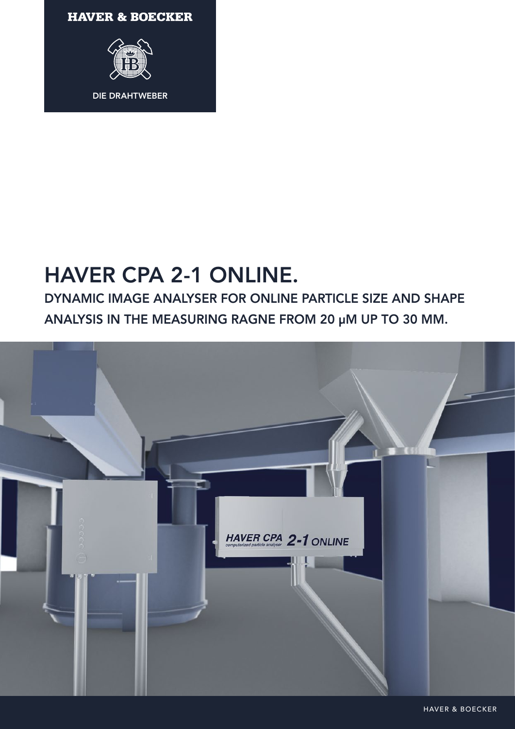HAVER & BOECKER

DIE DRAHTWEBER

# HAVER CPA 2-1 ONLINE.

## DYNAMIC IMAGE ANALYSER FOR ONLINE PARTICLE SIZE AND SHAPE ANALYSIS IN THE MEASURING RAGNE FROM 20 µM UP TO 30 MM.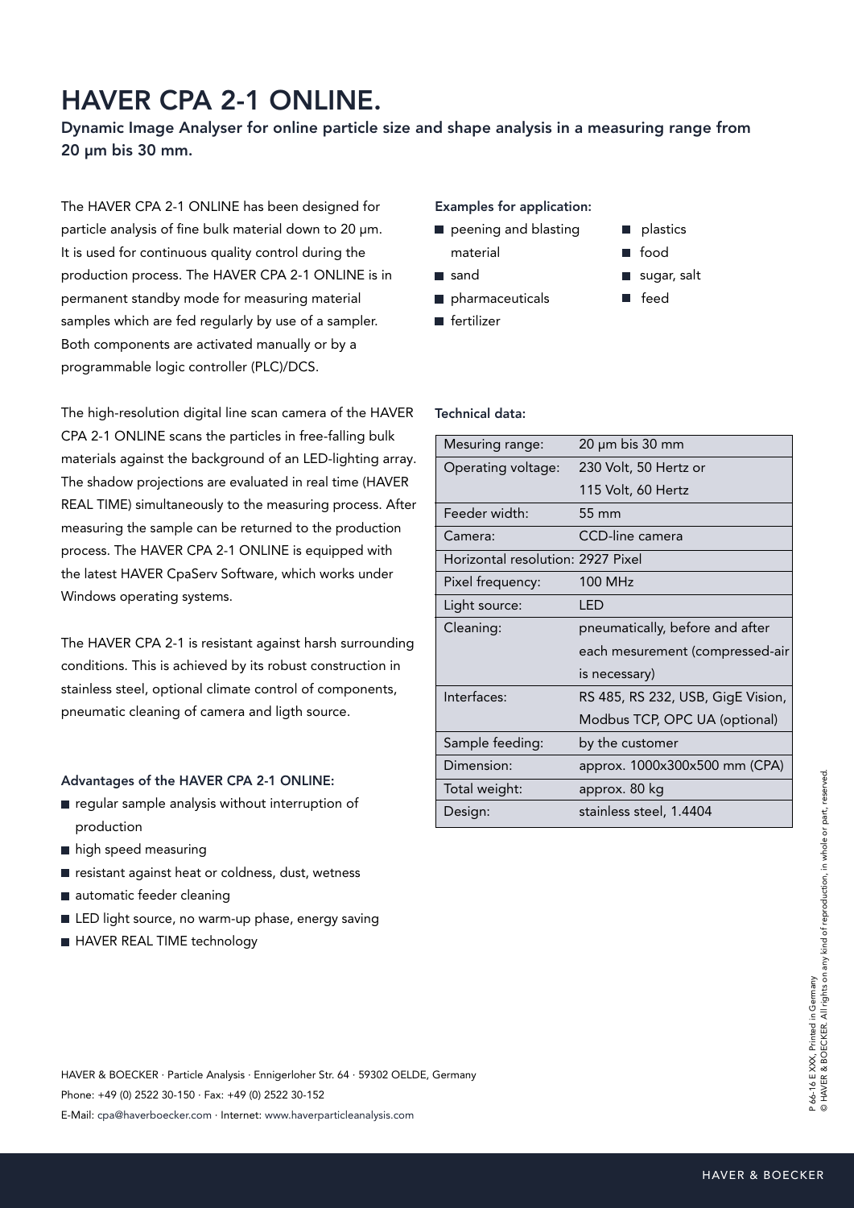# HAVER CPA 2-1 ONLINE.

**Dynamic Image Analyser for online particle size and shape analysis in a measuring range from 20 µm bis 30 mm.**

The HAVER CPA 2-1 ONLINE has been designed for particle analysis of fine bulk material down to 20 µm. It is used for continuous quality control during the production process. The HAVER CPA 2-1 ONLINE is in permanent standby mode for measuring material samples which are fed regularly by use of a sampler. Both components are activated manually or by a programmable logic controller (PLC)/DCS.

The high-resolution digital line scan camera of the HAVER CPA 2-1 ONLINE scans the particles in free-falling bulk materials against the background of an LED-lighting array. The shadow projections are evaluated in real time (HAVER REAL TIME) simultaneously to the measuring process. After measuring the sample can be returned to the production process. The HAVER CPA 2-1 ONLINE is equipped with the latest HAVER CpaServ Software, which works under Windows operating systems.

The HAVER CPA 2-1 is resistant against harsh surrounding conditions. This is achieved by its robust construction in stainless steel, optional climate control of components, pneumatic cleaning of camera and ligth source.

**Advantages of the HAVER CPA 2-1 ONLINE:**

- regular sample analysis without interruption of production
- high speed measuring
- resistant against heat or coldness, dust, wetness
- automatic feeder cleaning
- LED light source, no warm-up phase, energy saving
- HAVER REAL TIME technology

**Examples for application:**

- peening and blasting material
- sand
- pharmaceuticals
- fertilizer
- plastics
- food
- sugar, salt
- feed

**Technical data:**

| | |
|---|---|
| Mesuring range: | 20 µm bis 30 mm |
| Operating voltage: | 230 Volt, 50 Hertz or 115 Volt, 60 Hertz |
| Feeder width: | 55 mm |
| Camera: | CCD-line camera |
| Horizontal resolution: | 2927 Pixel |
| Pixel frequency: | 100 MHz |
| Light source: | LED |
| Cleaning: | pneumatically, before and after each mesurement (compressed-air is necessary) |
| Interfaces: | RS 485, RS 232, USB, GigE Vision, Modbus TCP, OPC UA (optional) |
| Sample feeding: | by the customer |
| Dimension: | approx. 1000x300x500 mm (CPA) |
| Total weight: | approx. 80 kg |
| Design: | stainless steel, 1.4404 |

HAVER & BOECKER · Particle Analysis · Ennigerloher Str. 64 · 59302 OELDE, Germany
Phone: +49 (0) 2522 30-150 · Fax: +49 (0) 2522 30-152
E-Mail: cpa@haverboecker.com · Internet: www.haverparticleanalysis.com

P 66-16 E XXX, Printed in Germany
© HAVER & BOECKER. All rights on any kind of reproduction, in whole or part, reserved.